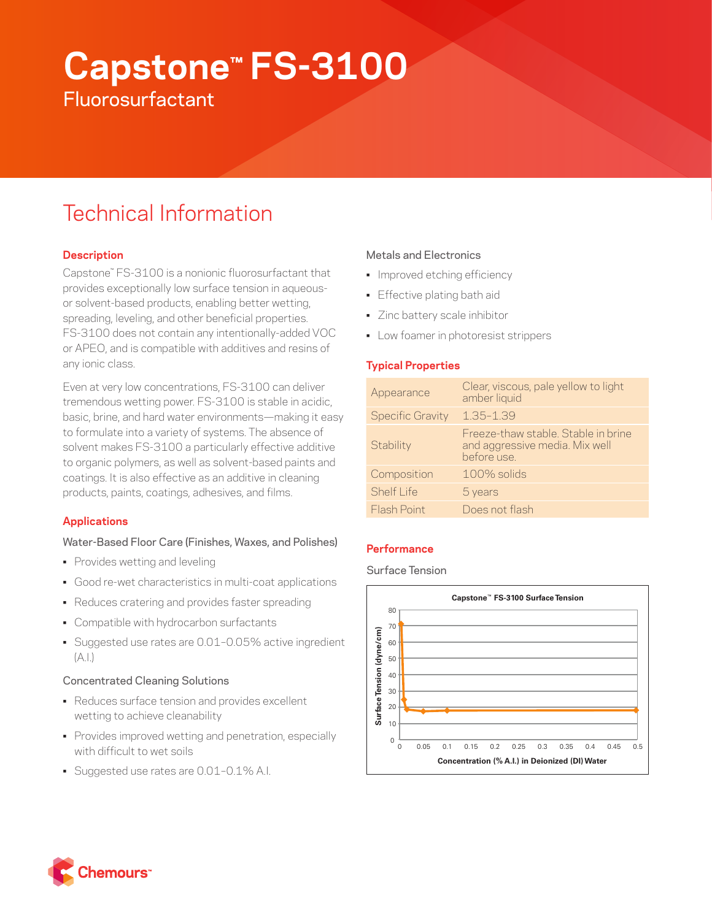# Capstone™ FS-3100

Fluorosurfactant

## Technical Information

### Description

Capstone™ FS-3100 is a nonionic fluorosurfactant that provides exceptionally low surface tension in aqueous- or solvent-based products, enabling better wetting, spreading, leveling, and other beneficial properties. FS-3100 does not contain any intentionally-added VOC or APEO, and is compatible with additives and resins of any ionic class.

Even at very low concentrations, FS-3100 can deliver tremendous wetting power. FS-3100 is stable in acidic, basic, brine, and hard water environments—making it easy to formulate into a variety of systems. The absence of solvent makes FS-3100 a particularly effective additive to organic polymers, as well as solvent-based paints and coatings. It is also effective as an additive in cleaning products, paints, coatings, adhesives, and films.

### Applications

Water-Based Floor Care (Finishes, Waxes, and Polishes)

- Provides wetting and leveling
- Good re-wet characteristics in multi-coat applications
- Reduces cratering and provides faster spreading
- Compatible with hydrocarbon surfactants
- Suggested use rates are 0.01–0.05% active ingredient (A.I.)

Concentrated Cleaning Solutions

- Reduces surface tension and provides excellent wetting to achieve cleanability
- Provides improved wetting and penetration, especially with difficult to wet soils
- Suggested use rates are 0.01–0.1% A.I.

Metals and Electronics

- Improved etching efficiency
- Effective plating bath aid
- Zinc battery scale inhibitor
- Low foamer in photoresist strippers

### Typical Properties

| | |
|---|---|
| Appearance | Clear, viscous, pale yellow to light amber liquid |
| Specific Gravity | 1.35–1.39 |
| Stability | Freeze-thaw stable. Stable in brine and aggressive media. Mix well before use. |
| Composition | 100% solids |
| Shelf Life | 5 years |
| Flash Point | Does not flash |

### Performance

Surface Tension

**Capstone™ FS-3100 Surface Tension**

Y-axis: Surface Tension (dyne/cm), 0–80
X-axis: Concentration (% A.I.) in Deionized (DI) Water, 0–0.5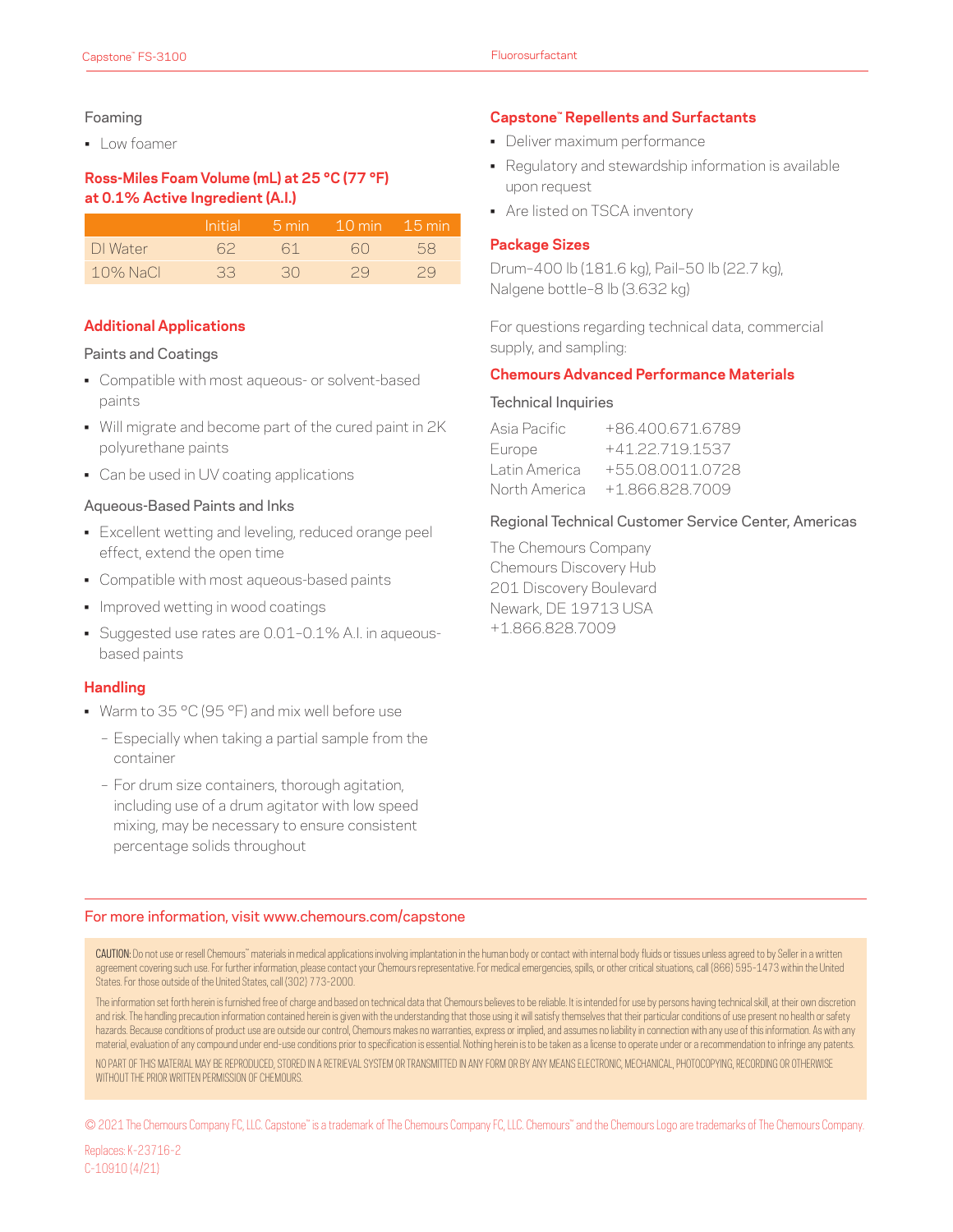Foaming

- Low foamer

**Ross-Miles Foam Volume (mL) at 25 °C (77 °F) at 0.1% Active Ingredient (A.I.)**

| | Initial | 5 min | 10 min | 15 min |
|---|---|---|---|---|
| DI Water | 62 | 61 | 60 | 58 |
| 10% NaCl | 33 | 30 | 29 | 29 |

## Additional Applications

### Paints and Coatings

- Compatible with most aqueous- or solvent-based paints
- Will migrate and become part of the cured paint in 2K polyurethane paints
- Can be used in UV coating applications

### Aqueous-Based Paints and Inks

- Excellent wetting and leveling, reduced orange peel effect, extend the open time
- Compatible with most aqueous-based paints
- Improved wetting in wood coatings
- Suggested use rates are 0.01–0.1% A.I. in aqueous-based paints

## Handling

- Warm to 35 °C (95 °F) and mix well before use
  - Especially when taking a partial sample from the container
  - For drum size containers, thorough agitation, including use of a drum agitator with low speed mixing, may be necessary to ensure consistent percentage solids throughout

## Capstone™ Repellents and Surfactants

- Deliver maximum performance
- Regulatory and stewardship information is available upon request
- Are listed on TSCA inventory

## Package Sizes

Drum–400 lb (181.6 kg), Pail–50 lb (22.7 kg), Nalgene bottle–8 lb (3.632 kg)

For questions regarding technical data, commercial supply, and sampling:

## Chemours Advanced Performance Materials

### Technical Inquiries

| | |
|---|---|
| Asia Pacific | +86.400.671.6789 |
| Europe | +41.22.719.1537 |
| Latin America | +55.08.0011.0728 |
| North America | +1.866.828.7009 |

### Regional Technical Customer Service Center, Americas

The Chemours Company
Chemours Discovery Hub
201 Discovery Boulevard
Newark, DE 19713 USA
+1.866.828.7009

For more information, visit www.chemours.com/capstone

CAUTION: Do not use or resell Chemours™ materials in medical applications involving implantation in the human body or contact with internal body fluids or tissues unless agreed to by Seller in a written agreement covering such use. For further information, please contact your Chemours representative. For medical emergencies, spills, or other critical situations, call (866) 595-1473 within the United States. For those outside of the United States, call (302) 773-2000.

The information set forth herein is furnished free of charge and based on technical data that Chemours believes to be reliable. It is intended for use by persons having technical skill, at their own discretion and risk. The handling precaution information contained herein is given with the understanding that those using it will satisfy themselves that their particular conditions of use present no health or safety hazards. Because conditions of product use are outside our control, Chemours makes no warranties, express or implied, and assumes no liability in connection with any use of this information. As with any material, evaluation of any compound under end-use conditions prior to specification is essential. Nothing herein is to be taken as a license to operate under or a recommendation to infringe any patents.

NO PART OF THIS MATERIAL MAY BE REPRODUCED, STORED IN A RETRIEVAL SYSTEM OR TRANSMITTED IN ANY FORM OR BY ANY MEANS ELECTRONIC, MECHANICAL, PHOTOCOPYING, RECORDING OR OTHERWISE WITHOUT THE PRIOR WRITTEN PERMISSION OF CHEMOURS.

© 2021 The Chemours Company FC, LLC. Capstone™ is a trademark of The Chemours Company FC, LLC. Chemours™ and the Chemours Logo are trademarks of The Chemours Company.

Replaces: K-23716-2
C-10910 (4/21)